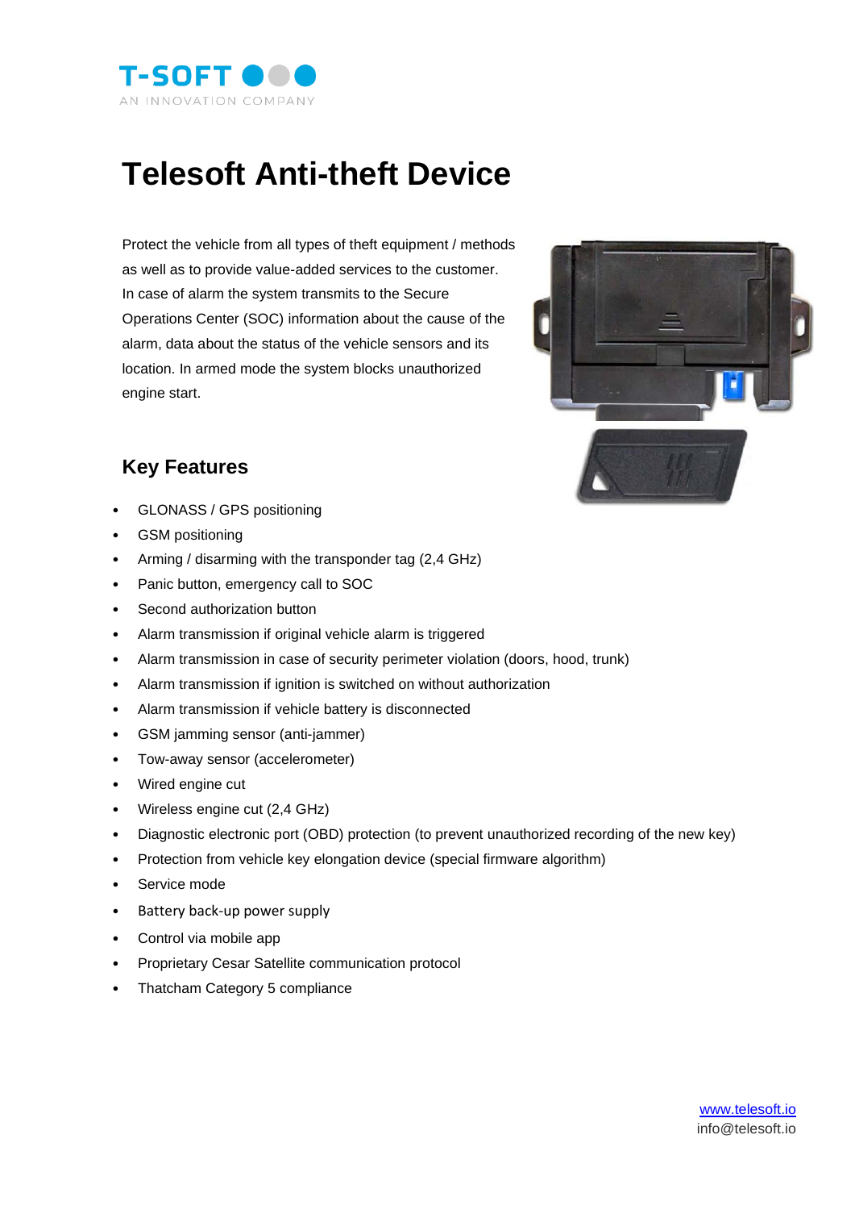T-SOFT

AN INNOVATION COMPANY

# Telesoft Anti-theft Device

Protect the vehicle from all types of theft equipment / methods as well as to provide value-added services to the customer. In case of alarm the system transmits to the Secure Operations Center (SOC) information about the cause of the alarm, data about the status of the vehicle sensors and its location. In armed mode the system blocks unauthorized engine start.

## Key Features

- GLONASS / GPS positioning
- GSM positioning
- Arming / disarming with the transponder tag (2,4 GHz)
- Panic button, emergency call to SOC
- Second authorization button
- Alarm transmission if original vehicle alarm is triggered
- Alarm transmission in case of security perimeter violation (doors, hood, trunk)
- Alarm transmission if ignition is switched on without authorization
- Alarm transmission if vehicle battery is disconnected
- GSM jamming sensor (anti-jammer)
- Tow-away sensor (accelerometer)
- Wired engine cut
- Wireless engine cut (2,4 GHz)
- Diagnostic electronic port (OBD) protection (to prevent unauthorized recording of the new key)
- Protection from vehicle key elongation device (special firmware algorithm)
- Service mode
- Battery back-up power supply
- Control via mobile app
- Proprietary Cesar Satellite communication protocol
- Thatcham Category 5 compliance

www.telesoft.io
info@telesoft.io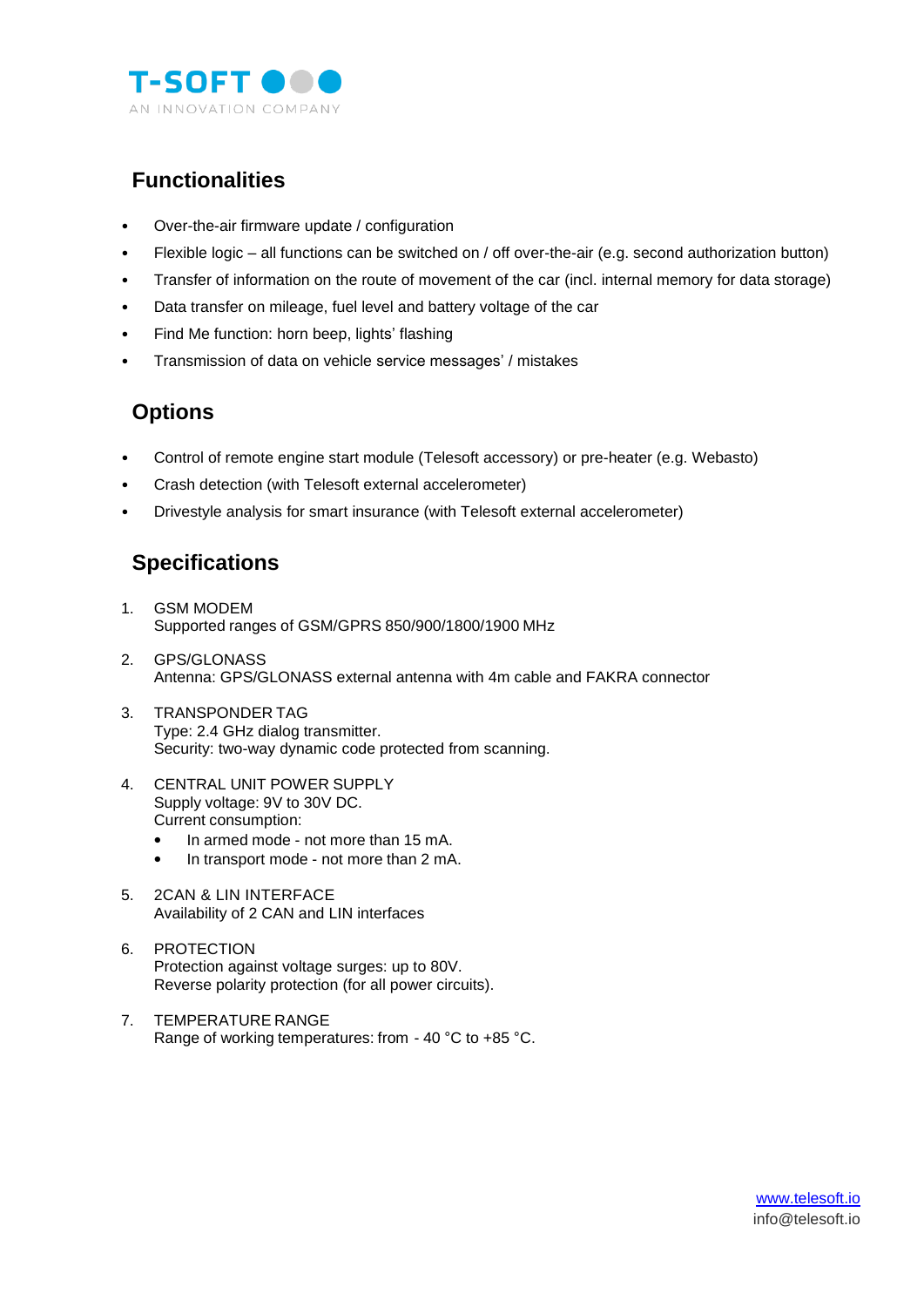## Functionalities

- Over-the-air firmware update / configuration
- Flexible logic – all functions can be switched on / off over-the-air (e.g. second authorization button)
- Transfer of information on the route of movement of the car (incl. internal memory for data storage)
- Data transfer on mileage, fuel level and battery voltage of the car
- Find Me function: horn beep, lights' flashing
- Transmission of data on vehicle service messages' / mistakes

## Options

- Control of remote engine start module (Telesoft accessory) or pre-heater (e.g. Webasto)
- Crash detection (with Telesoft external accelerometer)
- Drivestyle analysis for smart insurance (with Telesoft external accelerometer)

## Specifications

1. GSM MODEM
   Supported ranges of GSM/GPRS 850/900/1800/1900 MHz

2. GPS/GLONASS
   Antenna: GPS/GLONASS external antenna with 4m cable and FAKRA connector

3. TRANSPONDER TAG
   Type: 2.4 GHz dialog transmitter.
   Security: two-way dynamic code protected from scanning.

4. CENTRAL UNIT POWER SUPPLY
   Supply voltage: 9V to 30V DC.
   Current consumption:
   - In armed mode - not more than 15 mA.
   - In transport mode - not more than 2 mA.

5. 2CAN & LIN INTERFACE
   Availability of 2 CAN and LIN interfaces

6. PROTECTION
   Protection against voltage surges: up to 80V.
   Reverse polarity protection (for all power circuits).

7. TEMPERATURE RANGE
   Range of working temperatures: from - 40 °C to +85 °C.

www.telesoft.io
info@telesoft.io